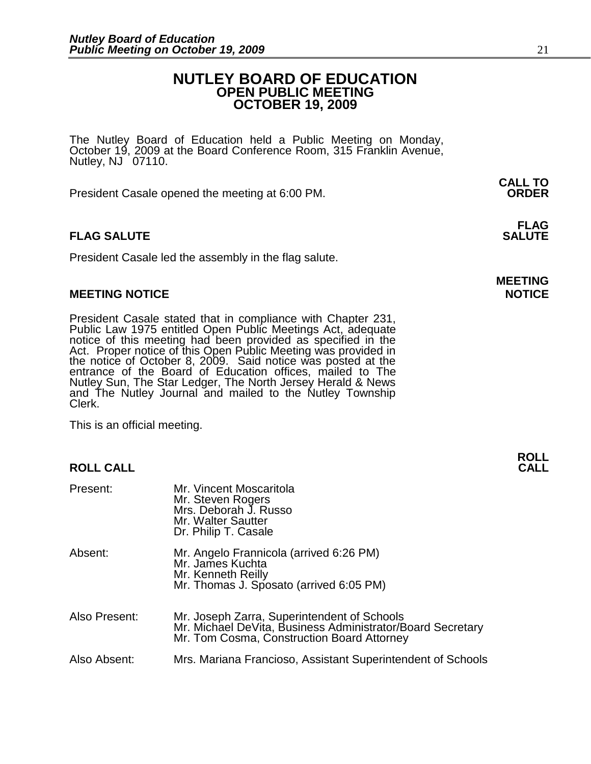# NUTLEY BOARD OF EDUCATION
## OPEN PUBLIC MEETING
## OCTOBER 19, 2009

The Nutley Board of Education held a Public Meeting on Monday, October 19, 2009 at the Board Conference Room, 315 Franklin Avenue, Nutley, NJ 07110.

**CALL TO ORDER**

President Casale opened the meeting at 6:00 PM.

### FLAG SALUTE

President Casale led the assembly in the flag salute.

### MEETING NOTICE

President Casale stated that in compliance with Chapter 231, Public Law 1975 entitled Open Public Meetings Act, adequate notice of this meeting had been provided as specified in the Act. Proper notice of this Open Public Meeting was provided in the notice of October 8, 2009. Said notice was posted at the entrance of the Board of Education offices, mailed to The Nutley Sun, The Star Ledger, The North Jersey Herald & News and The Nutley Journal and mailed to the Nutley Township Clerk.

This is an official meeting.

### ROLL CALL

| | |
|---|---|
| Present: | Mr. Vincent Moscaritola<br>Mr. Steven Rogers<br>Mrs. Deborah J. Russo<br>Mr. Walter Sautter<br>Dr. Philip T. Casale |
| Absent: | Mr. Angelo Frannicola (arrived 6:26 PM)<br>Mr. James Kuchta<br>Mr. Kenneth Reilly<br>Mr. Thomas J. Sposato (arrived 6:05 PM) |
| Also Present: | Mr. Joseph Zarra, Superintendent of Schools<br>Mr. Michael DeVita, Business Administrator/Board Secretary<br>Mr. Tom Cosma, Construction Board Attorney |
| Also Absent: | Mrs. Mariana Francioso, Assistant Superintendent of Schools |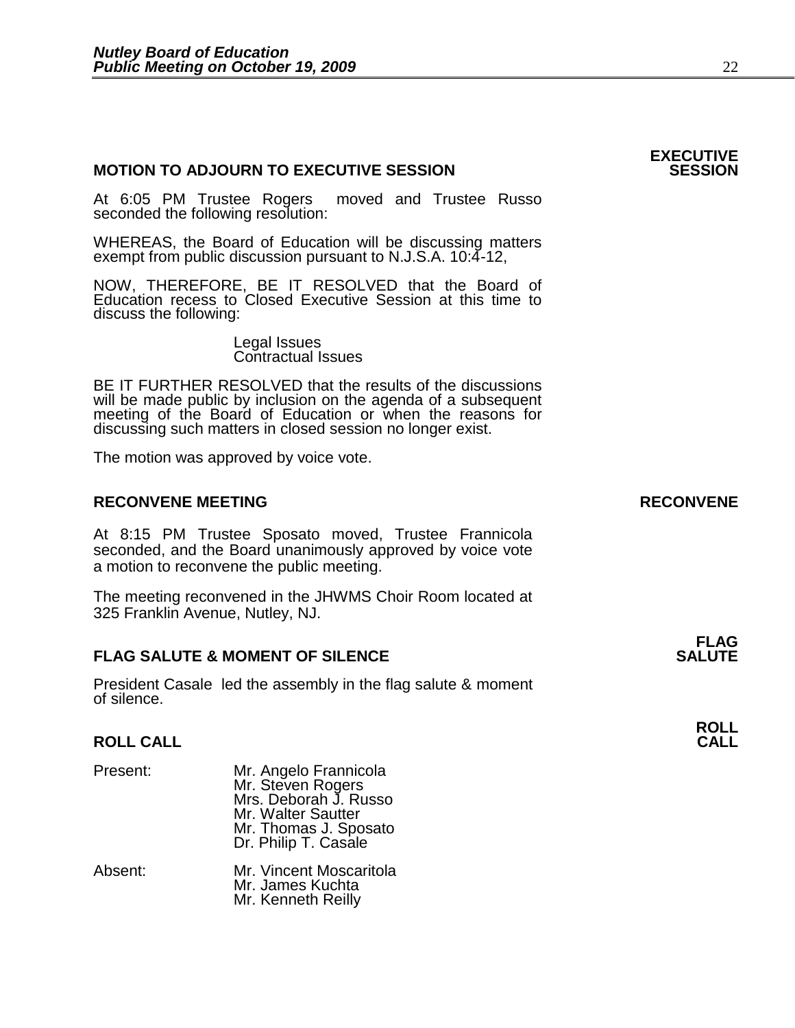## MOTION TO ADJOURN TO EXECUTIVE SESSION

**EXECUTIVE SESSION**

At 6:05 PM Trustee Rogers moved and Trustee Russo seconded the following resolution:

WHEREAS, the Board of Education will be discussing matters exempt from public discussion pursuant to N.J.S.A. 10:4-12,

NOW, THEREFORE, BE IT RESOLVED that the Board of Education recess to Closed Executive Session at this time to discuss the following:

Legal Issues
Contractual Issues

BE IT FURTHER RESOLVED that the results of the discussions will be made public by inclusion on the agenda of a subsequent meeting of the Board of Education or when the reasons for discussing such matters in closed session no longer exist.

The motion was approved by voice vote.

## RECONVENE MEETING

**RECONVENE**

At 8:15 PM Trustee Sposato moved, Trustee Frannicola seconded, and the Board unanimously approved by voice vote a motion to reconvene the public meeting.

The meeting reconvened in the JHWMS Choir Room located at 325 Franklin Avenue, Nutley, NJ.

## FLAG SALUTE & MOMENT OF SILENCE

**FLAG SALUTE**

President Casale led the assembly in the flag salute & moment of silence.

## ROLL CALL

**ROLL CALL**

Present:
Mr. Angelo Frannicola
Mr. Steven Rogers
Mrs. Deborah J. Russo
Mr. Walter Sautter
Mr. Thomas J. Sposato
Dr. Philip T. Casale

Absent:
Mr. Vincent Moscaritola
Mr. James Kuchta
Mr. Kenneth Reilly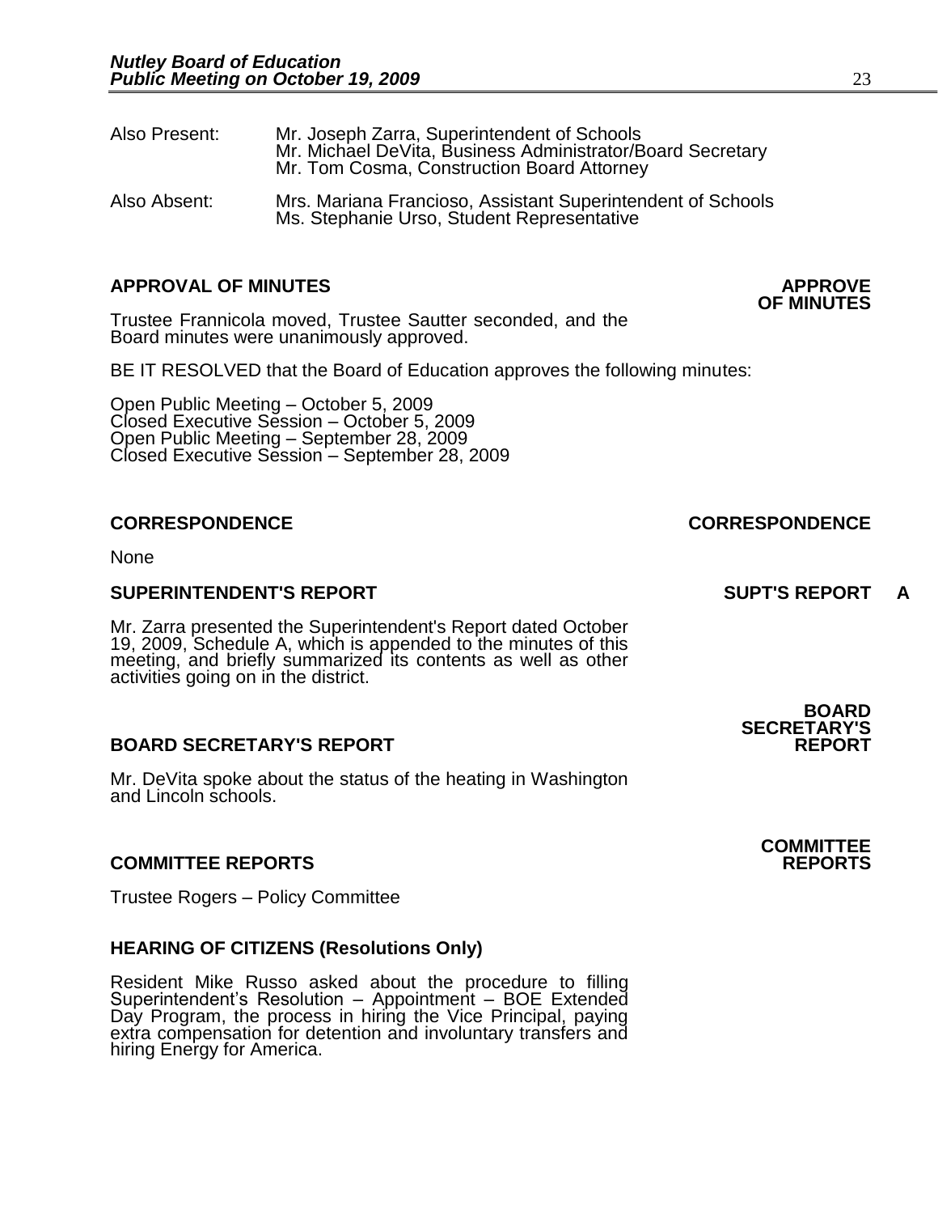Also Present: Mr. Joseph Zarra, Superintendent of Schools
Mr. Michael DeVita, Business Administrator/Board Secretary
Mr. Tom Cosma, Construction Board Attorney

Also Absent: Mrs. Mariana Francioso, Assistant Superintendent of Schools
Ms. Stephanie Urso, Student Representative

**APPROVAL OF MINUTES** **APPROVE OF MINUTES**

Trustee Frannicola moved, Trustee Sautter seconded, and the Board minutes were unanimously approved.

BE IT RESOLVED that the Board of Education approves the following minutes:

Open Public Meeting – October 5, 2009
Closed Executive Session – October 5, 2009
Open Public Meeting – September 28, 2009
Closed Executive Session – September 28, 2009

**CORRESPONDENCE** **CORRESPONDENCE**

None

**SUPERINTENDENT'S REPORT** **SUPT'S REPORT A**

Mr. Zarra presented the Superintendent's Report dated October 19, 2009, Schedule A, which is appended to the minutes of this meeting, and briefly summarized its contents as well as other activities going on in the district.

**BOARD SECRETARY'S REPORT** **BOARD SECRETARY'S REPORT**

Mr. DeVita spoke about the status of the heating in Washington and Lincoln schools.

**COMMITTEE REPORTS** **COMMITTEE REPORTS**

Trustee Rogers – Policy Committee

**HEARING OF CITIZENS (Resolutions Only)**

Resident Mike Russo asked about the procedure to filling Superintendent's Resolution – Appointment – BOE Extended Day Program, the process in hiring the Vice Principal, paying extra compensation for detention and involuntary transfers and hiring Energy for America.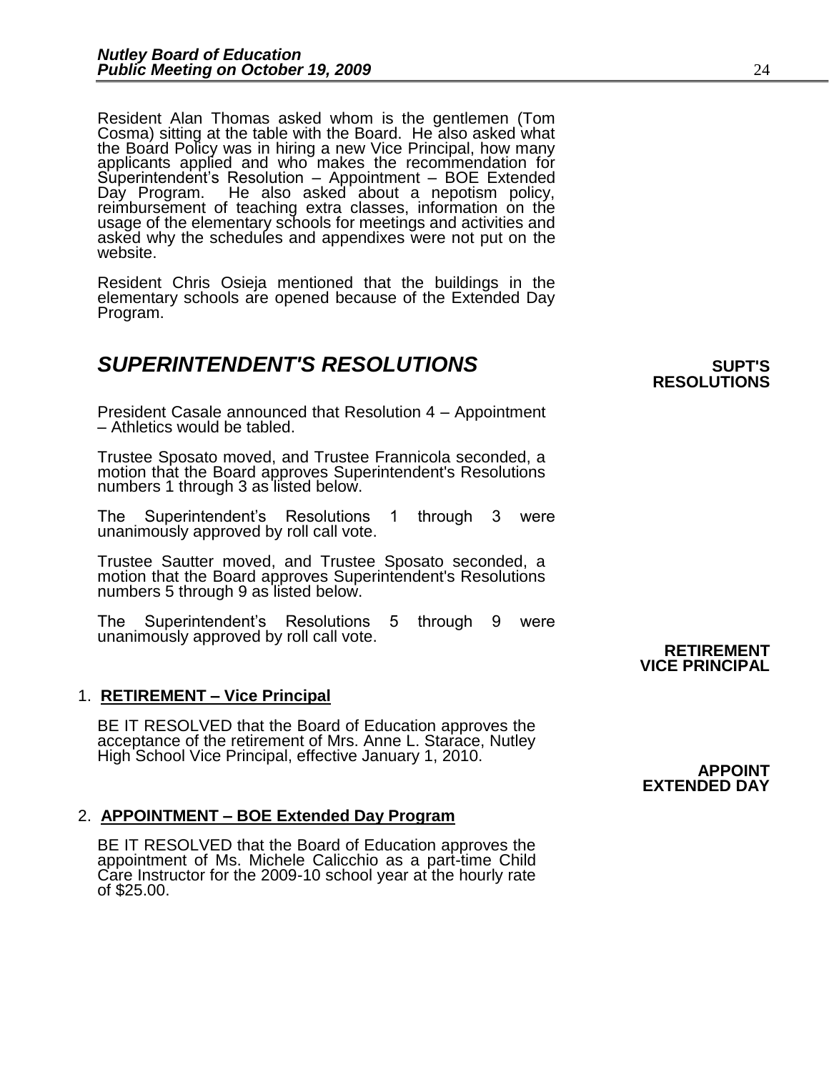Resident Alan Thomas asked whom is the gentlemen (Tom Cosma) sitting at the table with the Board. He also asked what the Board Policy was in hiring a new Vice Principal, how many applicants applied and who makes the recommendation for Superintendent's Resolution – Appointment – BOE Extended Day Program. He also asked about a nepotism policy, reimbursement of teaching extra classes, information on the usage of the elementary schools for meetings and activities and asked why the schedules and appendixes were not put on the website.

Resident Chris Osieja mentioned that the buildings in the elementary schools are opened because of the Extended Day Program.

## *SUPERINTENDENT'S RESOLUTIONS*

**SUPT'S RESOLUTIONS**

President Casale announced that Resolution 4 – Appointment – Athletics would be tabled.

Trustee Sposato moved, and Trustee Frannicola seconded, a motion that the Board approves Superintendent's Resolutions numbers 1 through 3 as listed below.

The Superintendent's Resolutions 1 through 3 were unanimously approved by roll call vote.

Trustee Sautter moved, and Trustee Sposato seconded, a motion that the Board approves Superintendent's Resolutions numbers 5 through 9 as listed below.

The Superintendent's Resolutions 5 through 9 were unanimously approved by roll call vote.

**RETIREMENT VICE PRINCIPAL**

1. **RETIREMENT – Vice Principal**

   BE IT RESOLVED that the Board of Education approves the acceptance of the retirement of Mrs. Anne L. Starace, Nutley High School Vice Principal, effective January 1, 2010.

**APPOINT EXTENDED DAY**

2. **APPOINTMENT – BOE Extended Day Program**

   BE IT RESOLVED that the Board of Education approves the appointment of Ms. Michele Calicchio as a part-time Child Care Instructor for the 2009-10 school year at the hourly rate of $25.00.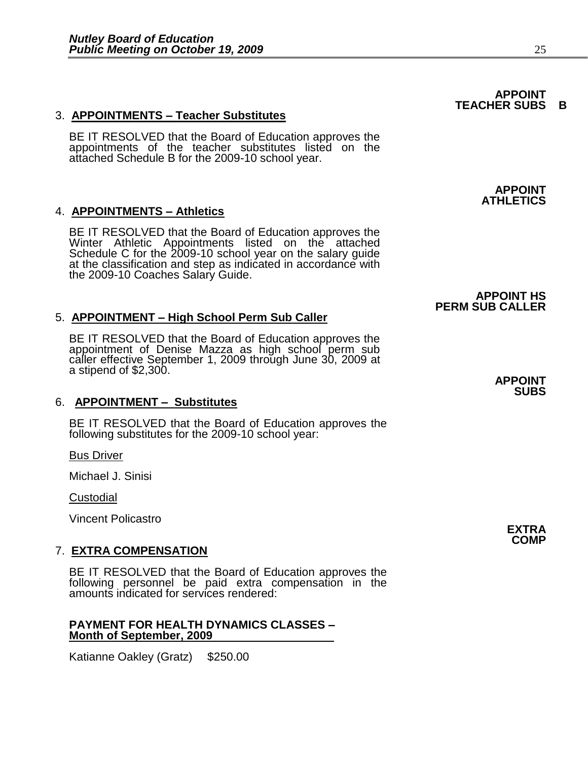**APPOINT TEACHER SUBS B**

3. **APPOINTMENTS – Teacher Substitutes**

BE IT RESOLVED that the Board of Education approves the appointments of the teacher substitutes listed on the attached Schedule B for the 2009-10 school year.

**APPOINT ATHLETICS**

4. **APPOINTMENTS – Athletics**

BE IT RESOLVED that the Board of Education approves the Winter Athletic Appointments listed on the attached Schedule C for the 2009-10 school year on the salary guide at the classification and step as indicated in accordance with the 2009-10 Coaches Salary Guide.

**APPOINT HS PERM SUB CALLER**

5. **APPOINTMENT – High School Perm Sub Caller**

BE IT RESOLVED that the Board of Education approves the appointment of Denise Mazza as high school perm sub caller effective September 1, 2009 through June 30, 2009 at a stipend of $2,300.

**APPOINT SUBS**

6. **APPOINTMENT – Substitutes**

BE IT RESOLVED that the Board of Education approves the following substitutes for the 2009-10 school year:

Bus Driver

Michael J. Sinisi

Custodial

Vincent Policastro

**EXTRA COMP**

7. **EXTRA COMPENSATION**

BE IT RESOLVED that the Board of Education approves the following personnel be paid extra compensation in the amounts indicated for services rendered:

**PAYMENT FOR HEALTH DYNAMICS CLASSES – Month of September, 2009**

Katianne Oakley (Gratz) $250.00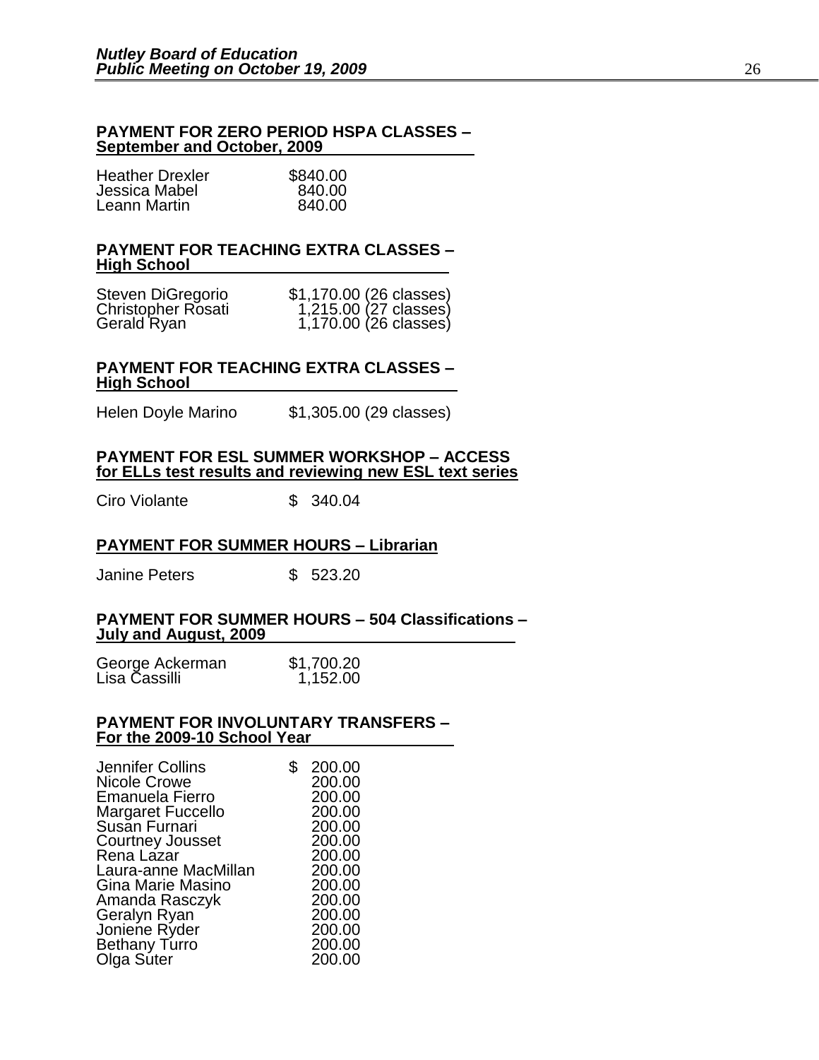**PAYMENT FOR ZERO PERIOD HSPA CLASSES – September and October, 2009**

| | |
|---|---|
| Heather Drexler | $840.00 |
| Jessica Mabel | 840.00 |
| Leann Martin | 840.00 |

**PAYMENT FOR TEACHING EXTRA CLASSES – High School**

| | |
|---|---|
| Steven DiGregorio | $1,170.00 (26 classes) |
| Christopher Rosati | 1,215.00 (27 classes) |
| Gerald Ryan | 1,170.00 (26 classes) |

**PAYMENT FOR TEACHING EXTRA CLASSES – High School**

| | |
|---|---|
| Helen Doyle Marino | $1,305.00 (29 classes) |

**PAYMENT FOR ESL SUMMER WORKSHOP – ACCESS for ELLs test results and reviewing new ESL text series**

| | |
|---|---|
| Ciro Violante | $ 340.04 |

**PAYMENT FOR SUMMER HOURS – Librarian**

| | |
|---|---|
| Janine Peters | $ 523.20 |

**PAYMENT FOR SUMMER HOURS – 504 Classifications – July and August, 2009**

| | |
|---|---|
| George Ackerman | $1,700.20 |
| Lisa Cassilli | 1,152.00 |

**PAYMENT FOR INVOLUNTARY TRANSFERS – For the 2009-10 School Year**

| | |
|---|---|
| Jennifer Collins | $ 200.00 |
| Nicole Crowe | 200.00 |
| Emanuela Fierro | 200.00 |
| Margaret Fuccello | 200.00 |
| Susan Furnari | 200.00 |
| Courtney Jousset | 200.00 |
| Rena Lazar | 200.00 |
| Laura-anne MacMillan | 200.00 |
| Gina Marie Masino | 200.00 |
| Amanda Rasczyk | 200.00 |
| Geralyn Ryan | 200.00 |
| Joniene Ryder | 200.00 |
| Bethany Turro | 200.00 |
| Olga Suter | 200.00 |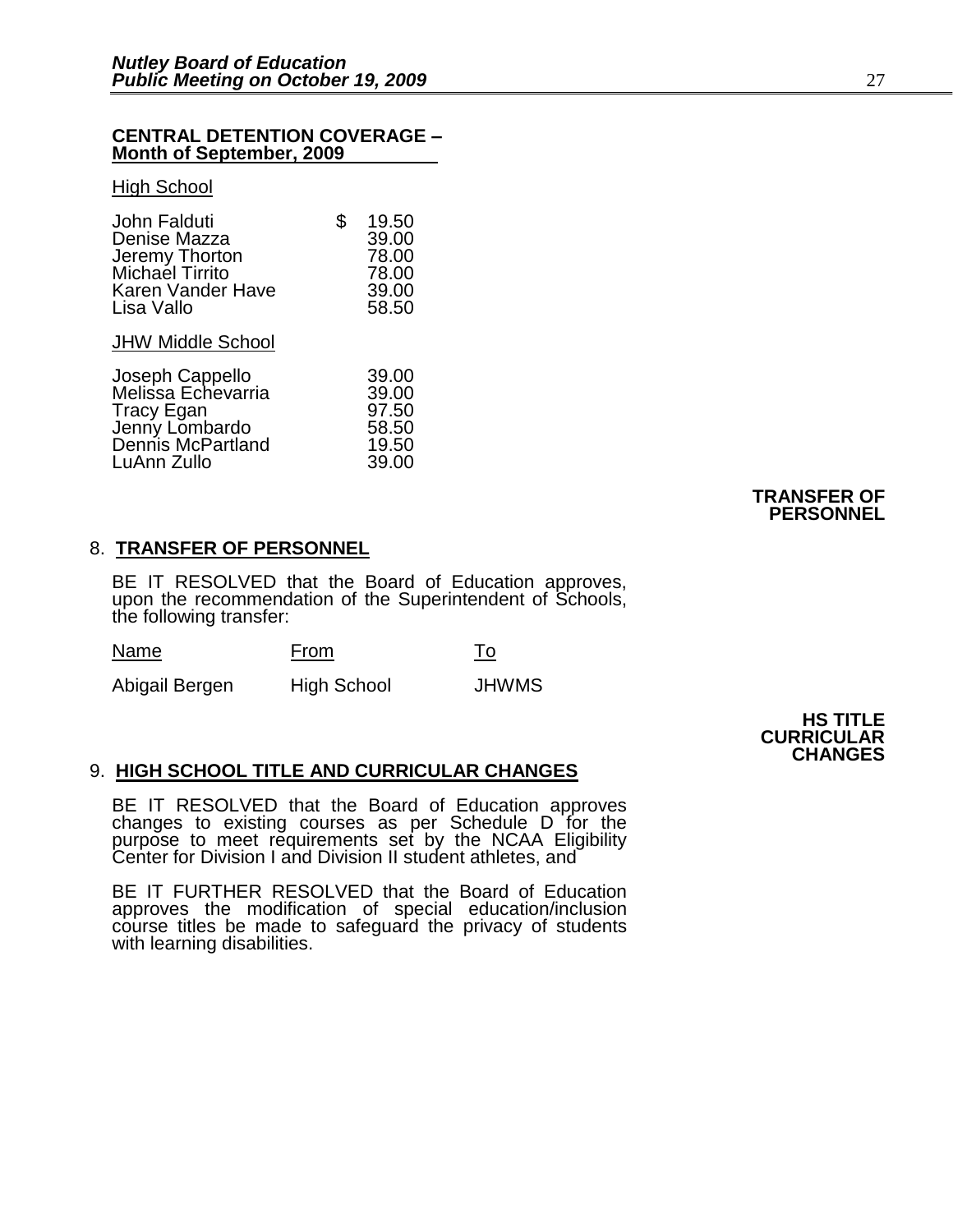**CENTRAL DETENTION COVERAGE – Month of September, 2009**

High School

| | |
|---|---|
| John Falduti | $ 19.50 |
| Denise Mazza | 39.00 |
| Jeremy Thorton | 78.00 |
| Michael Tirrito | 78.00 |
| Karen Vander Have | 39.00 |
| Lisa Vallo | 58.50 |

JHW Middle School

| | |
|---|---|
| Joseph Cappello | 39.00 |
| Melissa Echevarria | 39.00 |
| Tracy Egan | 97.50 |
| Jenny Lombardo | 58.50 |
| Dennis McPartland | 19.50 |
| LuAnn Zullo | 39.00 |

**TRANSFER OF PERSONNEL**

8. **TRANSFER OF PERSONNEL**

BE IT RESOLVED that the Board of Education approves, upon the recommendation of the Superintendent of Schools, the following transfer:

| Name | From | To |
|---|---|---|
| Abigail Bergen | High School | JHWMS |

**HS TITLE CURRICULAR CHANGES**

9. **HIGH SCHOOL TITLE AND CURRICULAR CHANGES**

BE IT RESOLVED that the Board of Education approves changes to existing courses as per Schedule D for the purpose to meet requirements set by the NCAA Eligibility Center for Division I and Division II student athletes, and

BE IT FURTHER RESOLVED that the Board of Education approves the modification of special education/inclusion course titles be made to safeguard the privacy of students with learning disabilities.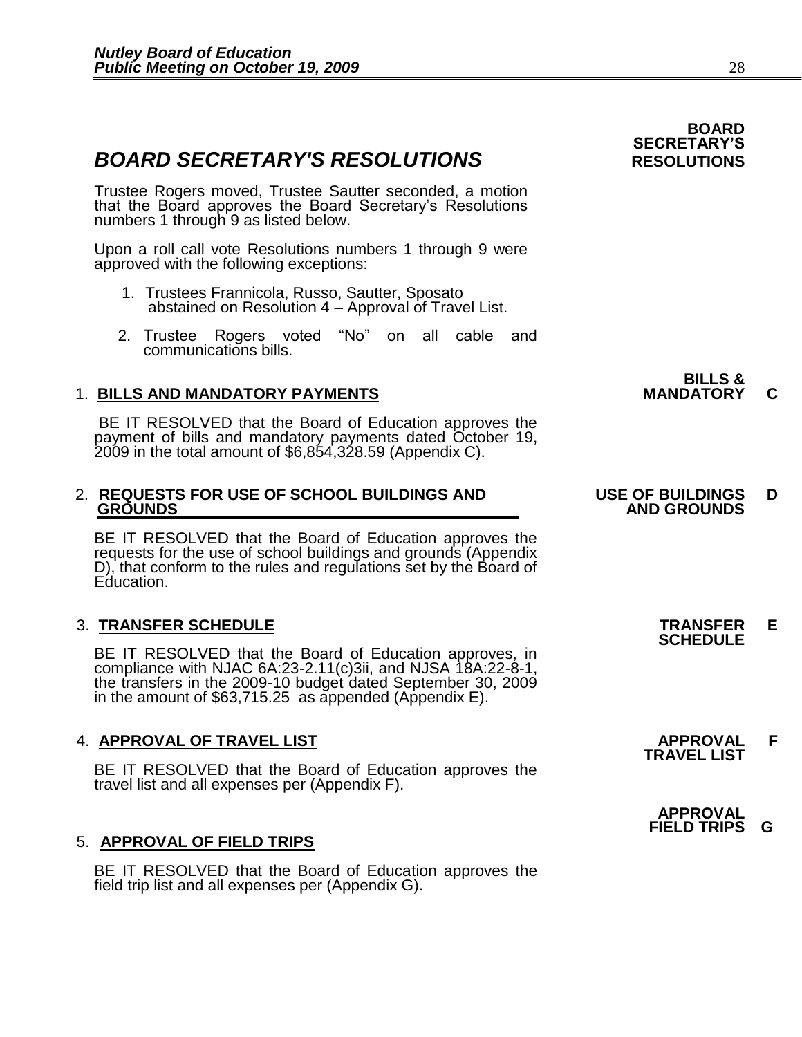## *BOARD SECRETARY'S RESOLUTIONS*

**BOARD SECRETARY'S RESOLUTIONS**

Trustee Rogers moved, Trustee Sautter seconded, a motion that the Board approves the Board Secretary's Resolutions numbers 1 through 9 as listed below.

Upon a roll call vote Resolutions numbers 1 through 9 were approved with the following exceptions:

1. Trustees Frannicola, Russo, Sautter, Sposato abstained on Resolution 4 – Approval of Travel List.
2. Trustee Rogers voted "No" on all cable and communications bills.

### 1. **BILLS AND MANDATORY PAYMENTS**

**BILLS & MANDATORY C**

BE IT RESOLVED that the Board of Education approves the payment of bills and mandatory payments dated October 19, 2009 in the total amount of $6,854,328.59 (Appendix C).

### 2. **REQUESTS FOR USE OF SCHOOL BUILDINGS AND GROUNDS**

**USE OF BUILDINGS AND GROUNDS D**

BE IT RESOLVED that the Board of Education approves the requests for the use of school buildings and grounds (Appendix D), that conform to the rules and regulations set by the Board of Education.

### 3. **TRANSFER SCHEDULE**

**TRANSFER SCHEDULE E**

BE IT RESOLVED that the Board of Education approves, in compliance with NJAC 6A:23-2.11(c)3ii, and NJSA 18A:22-8-1, the transfers in the 2009-10 budget dated September 30, 2009 in the amount of $63,715.25 as appended (Appendix E).

### 4. **APPROVAL OF TRAVEL LIST**

**APPROVAL TRAVEL LIST F**

BE IT RESOLVED that the Board of Education approves the travel list and all expenses per (Appendix F).

### 5. **APPROVAL OF FIELD TRIPS**

**APPROVAL FIELD TRIPS G**

BE IT RESOLVED that the Board of Education approves the field trip list and all expenses per (Appendix G).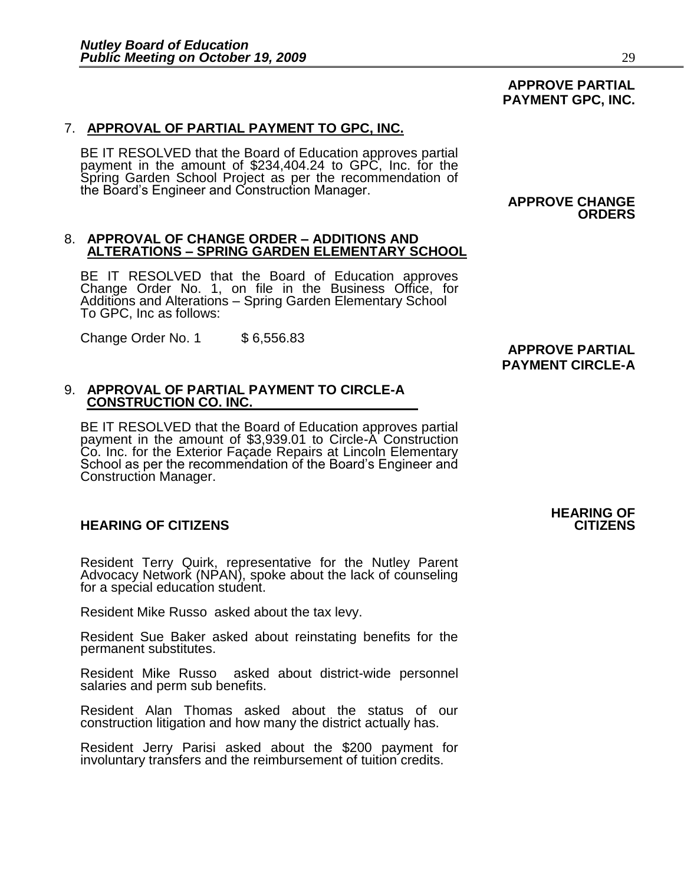**APPROVE PARTIAL PAYMENT GPC, INC.**

7. **APPROVAL OF PARTIAL PAYMENT TO GPC, INC.**

   BE IT RESOLVED that the Board of Education approves partial payment in the amount of $234,404.24 to GPC, Inc. for the Spring Garden School Project as per the recommendation of the Board's Engineer and Construction Manager.

**APPROVE CHANGE ORDERS**

8. **APPROVAL OF CHANGE ORDER – ADDITIONS AND ALTERATIONS – SPRING GARDEN ELEMENTARY SCHOOL**

   BE IT RESOLVED that the Board of Education approves Change Order No. 1, on file in the Business Office, for Additions and Alterations – Spring Garden Elementary School To GPC, Inc as follows:

   Change Order No. 1 $ 6,556.83

**APPROVE PARTIAL PAYMENT CIRCLE-A**

9. **APPROVAL OF PARTIAL PAYMENT TO CIRCLE-A CONSTRUCTION CO. INC.**

   BE IT RESOLVED that the Board of Education approves partial payment in the amount of $3,939.01 to Circle-A Construction Co. Inc. for the Exterior Façade Repairs at Lincoln Elementary School as per the recommendation of the Board's Engineer and Construction Manager.

## HEARING OF CITIZENS

Resident Terry Quirk, representative for the Nutley Parent Advocacy Network (NPAN), spoke about the lack of counseling for a special education student.

Resident Mike Russo asked about the tax levy.

Resident Sue Baker asked about reinstating benefits for the permanent substitutes.

Resident Mike Russo asked about district-wide personnel salaries and perm sub benefits.

Resident Alan Thomas asked about the status of our construction litigation and how many the district actually has.

Resident Jerry Parisi asked about the $200 payment for involuntary transfers and the reimbursement of tuition credits.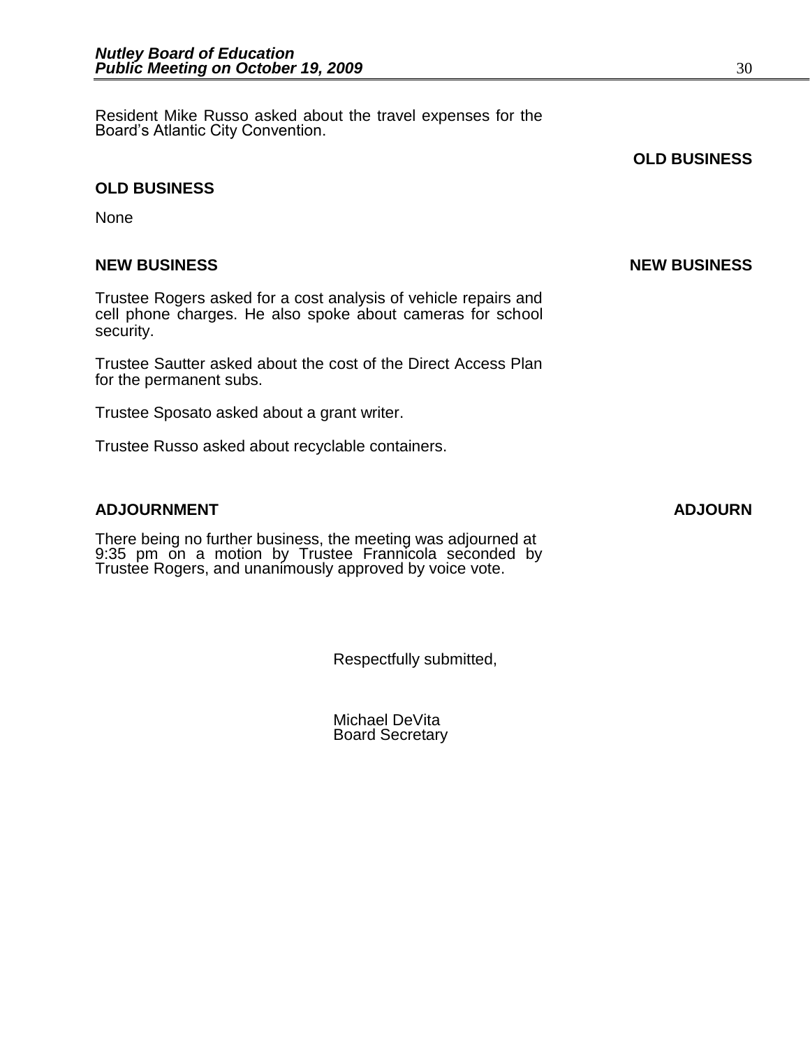Resident Mike Russo asked about the travel expenses for the Board's Atlantic City Convention.

**OLD BUSINESS**

**OLD BUSINESS**

None

**NEW BUSINESS** **NEW BUSINESS**

Trustee Rogers asked for a cost analysis of vehicle repairs and cell phone charges. He also spoke about cameras for school security.

Trustee Sautter asked about the cost of the Direct Access Plan for the permanent subs.

Trustee Sposato asked about a grant writer.

Trustee Russo asked about recyclable containers.

**ADJOURNMENT** **ADJOURN**

There being no further business, the meeting was adjourned at 9:35 pm on a motion by Trustee Frannicola seconded by Trustee Rogers, and unanimously approved by voice vote.

Respectfully submitted,

Michael DeVita
Board Secretary